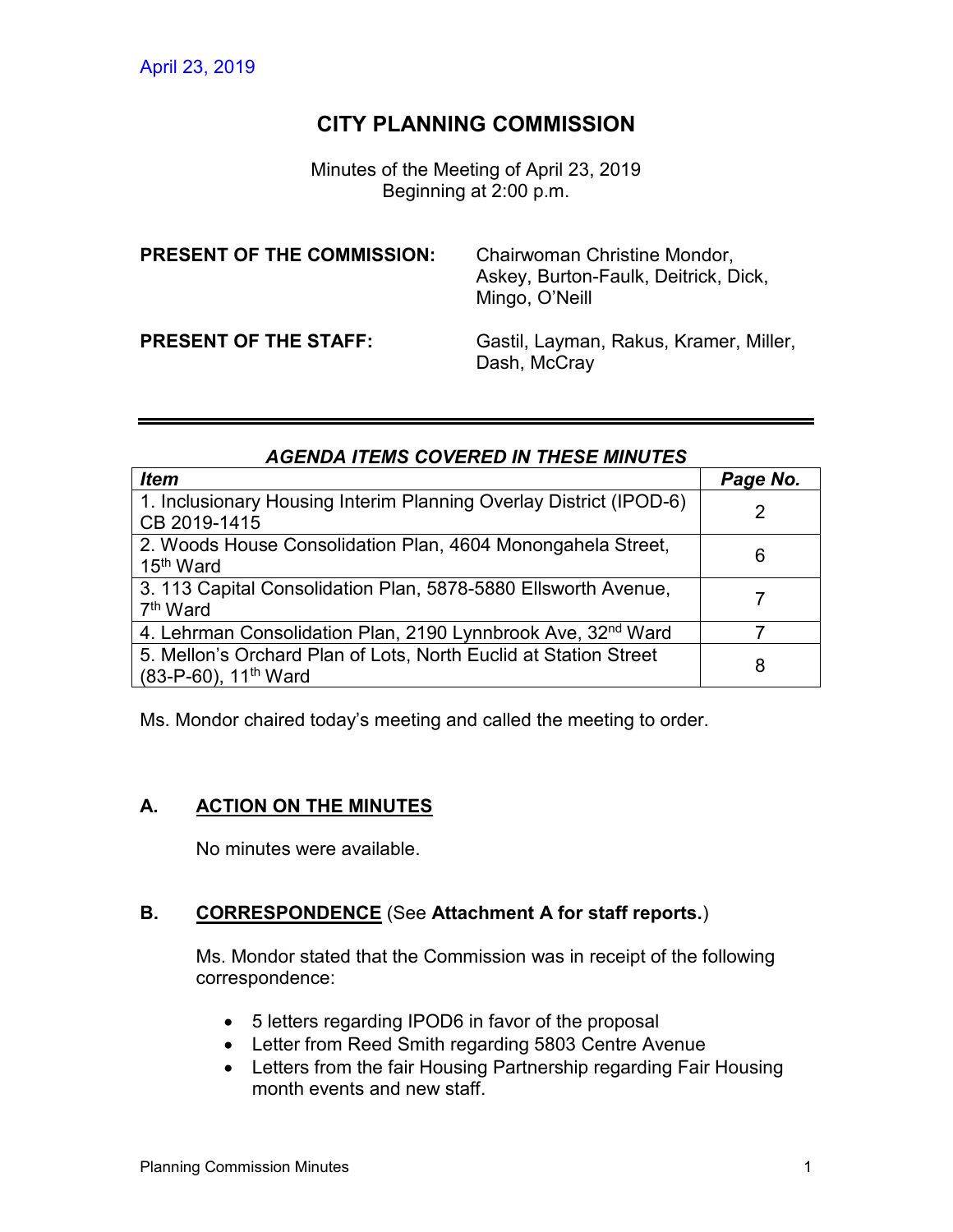April 23, 2019

# CITY PLANNING COMMISSION

Minutes of the Meeting of April 23, 2019
Beginning at 2:00 p.m.

**PRESENT OF THE COMMISSION:** Chairwoman Christine Mondor, Askey, Burton-Faulk, Deitrick, Dick, Mingo, O'Neill

**PRESENT OF THE STAFF:** Gastil, Layman, Rakus, Kramer, Miller, Dash, McCray

---

***AGENDA ITEMS COVERED IN THESE MINUTES***

| *Item* | *Page No.* |
|---|---|
| 1. Inclusionary Housing Interim Planning Overlay District (IPOD-6) CB 2019-1415 | 2 |
| 2. Woods House Consolidation Plan, 4604 Monongahela Street, 15th Ward | 6 |
| 3. 113 Capital Consolidation Plan, 5878-5880 Ellsworth Avenue, 7th Ward | 7 |
| 4. Lehrman Consolidation Plan, 2190 Lynnbrook Ave, 32nd Ward | 7 |
| 5. Mellon's Orchard Plan of Lots, North Euclid at Station Street (83-P-60), 11th Ward | 8 |

Ms. Mondor chaired today's meeting and called the meeting to order.

## A. ACTION ON THE MINUTES

No minutes were available.

## B. CORRESPONDENCE (See **Attachment A for staff reports.**)

Ms. Mondor stated that the Commission was in receipt of the following correspondence:

- 5 letters regarding IPOD6 in favor of the proposal
- Letter from Reed Smith regarding 5803 Centre Avenue
- Letters from the fair Housing Partnership regarding Fair Housing month events and new staff.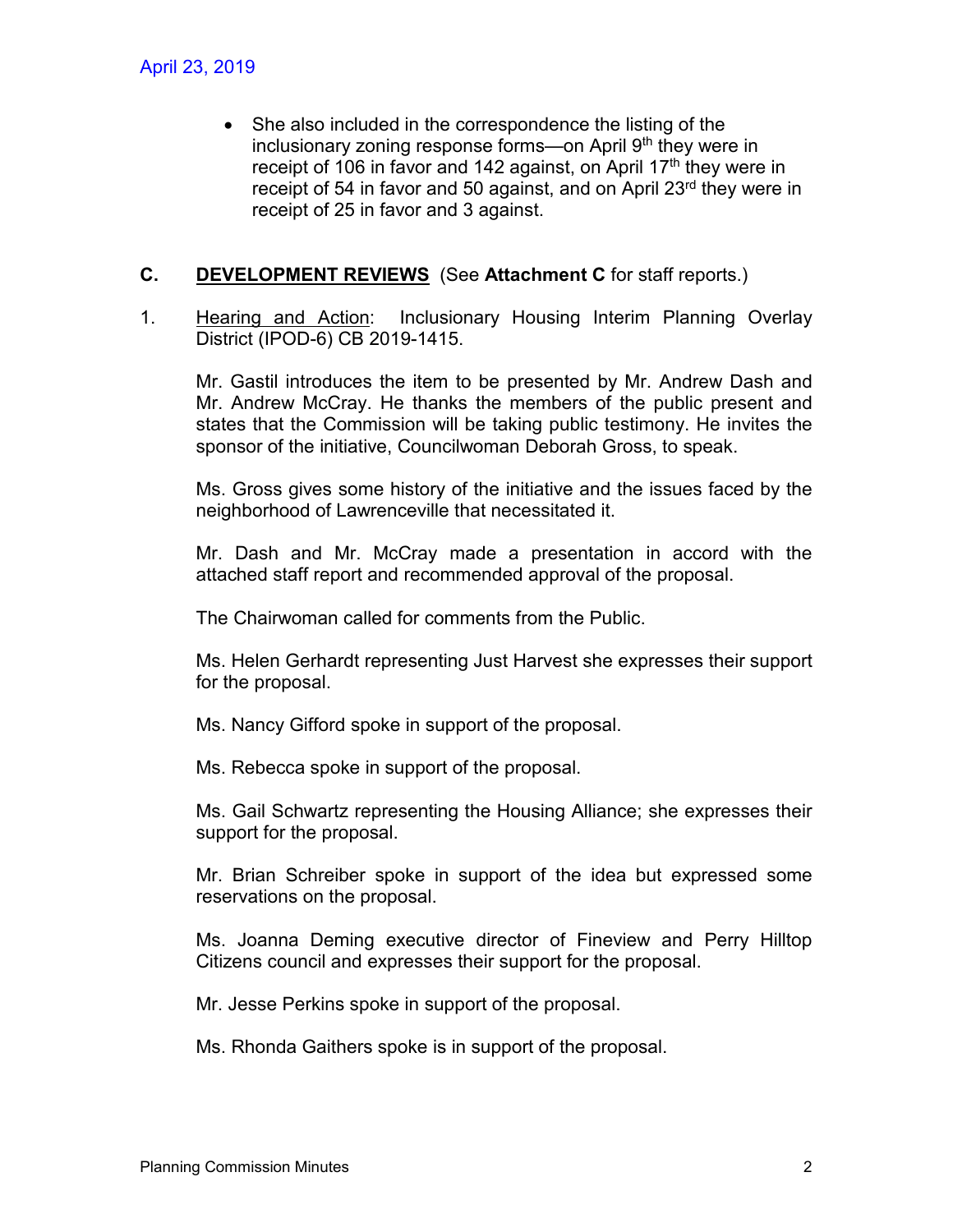- She also included in the correspondence the listing of the inclusionary zoning response forms—on April 9th they were in receipt of 106 in favor and 142 against, on April 17th they were in receipt of 54 in favor and 50 against, and on April 23rd they were in receipt of 25 in favor and 3 against.

## C. DEVELOPMENT REVIEWS (See **Attachment C** for staff reports.)

1. Hearing and Action: Inclusionary Housing Interim Planning Overlay District (IPOD-6) CB 2019-1415.

   Mr. Gastil introduces the item to be presented by Mr. Andrew Dash and Mr. Andrew McCray. He thanks the members of the public present and states that the Commission will be taking public testimony. He invites the sponsor of the initiative, Councilwoman Deborah Gross, to speak.

   Ms. Gross gives some history of the initiative and the issues faced by the neighborhood of Lawrenceville that necessitated it.

   Mr. Dash and Mr. McCray made a presentation in accord with the attached staff report and recommended approval of the proposal.

   The Chairwoman called for comments from the Public.

   Ms. Helen Gerhardt representing Just Harvest she expresses their support for the proposal.

   Ms. Nancy Gifford spoke in support of the proposal.

   Ms. Rebecca spoke in support of the proposal.

   Ms. Gail Schwartz representing the Housing Alliance; she expresses their support for the proposal.

   Mr. Brian Schreiber spoke in support of the idea but expressed some reservations on the proposal.

   Ms. Joanna Deming executive director of Fineview and Perry Hilltop Citizens council and expresses their support for the proposal.

   Mr. Jesse Perkins spoke in support of the proposal.

   Ms. Rhonda Gaithers spoke is in support of the proposal.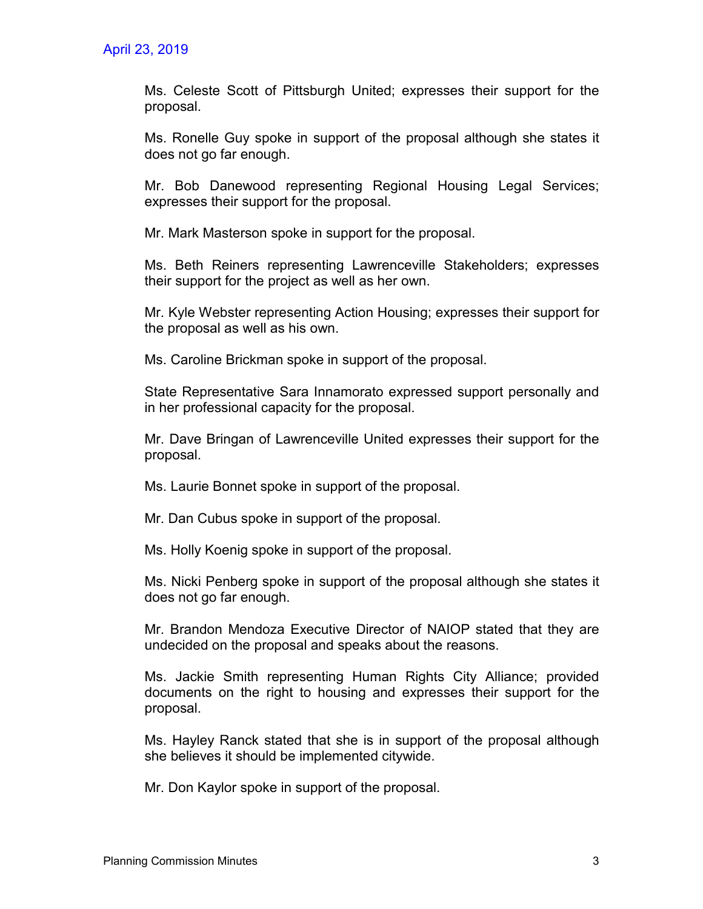Ms. Celeste Scott of Pittsburgh United; expresses their support for the proposal.

Ms. Ronelle Guy spoke in support of the proposal although she states it does not go far enough.

Mr. Bob Danewood representing Regional Housing Legal Services; expresses their support for the proposal.

Mr. Mark Masterson spoke in support for the proposal.

Ms. Beth Reiners representing Lawrenceville Stakeholders; expresses their support for the project as well as her own.

Mr. Kyle Webster representing Action Housing; expresses their support for the proposal as well as his own.

Ms. Caroline Brickman spoke in support of the proposal.

State Representative Sara Innamorato expressed support personally and in her professional capacity for the proposal.

Mr. Dave Bringan of Lawrenceville United expresses their support for the proposal.

Ms. Laurie Bonnet spoke in support of the proposal.

Mr. Dan Cubus spoke in support of the proposal.

Ms. Holly Koenig spoke in support of the proposal.

Ms. Nicki Penberg spoke in support of the proposal although she states it does not go far enough.

Mr. Brandon Mendoza Executive Director of NAIOP stated that they are undecided on the proposal and speaks about the reasons.

Ms. Jackie Smith representing Human Rights City Alliance; provided documents on the right to housing and expresses their support for the proposal.

Ms. Hayley Ranck stated that she is in support of the proposal although she believes it should be implemented citywide.

Mr. Don Kaylor spoke in support of the proposal.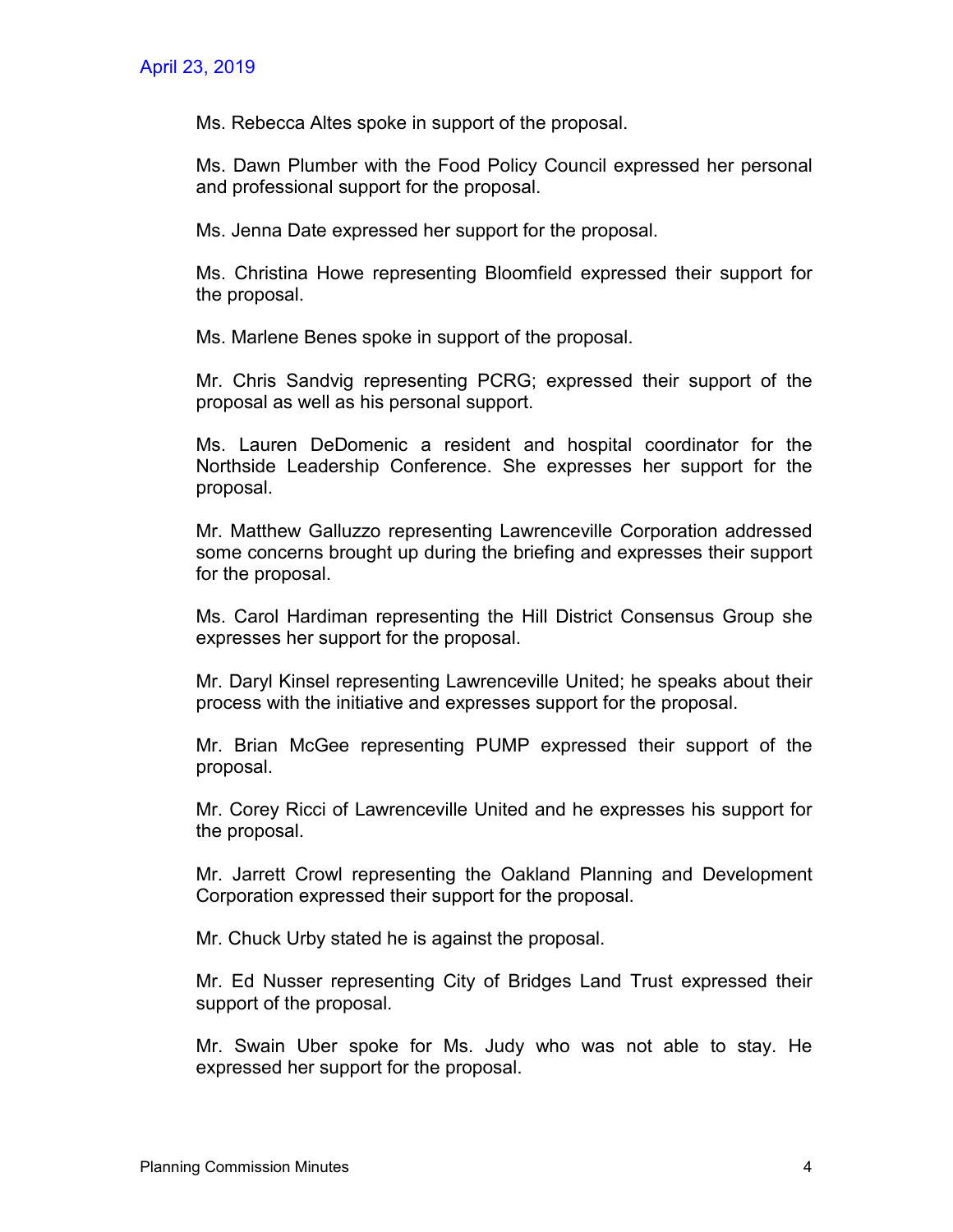Ms. Rebecca Altes spoke in support of the proposal.

Ms. Dawn Plumber with the Food Policy Council expressed her personal and professional support for the proposal.

Ms. Jenna Date expressed her support for the proposal.

Ms. Christina Howe representing Bloomfield expressed their support for the proposal.

Ms. Marlene Benes spoke in support of the proposal.

Mr. Chris Sandvig representing PCRG; expressed their support of the proposal as well as his personal support.

Ms. Lauren DeDomenic a resident and hospital coordinator for the Northside Leadership Conference. She expresses her support for the proposal.

Mr. Matthew Galluzzo representing Lawrenceville Corporation addressed some concerns brought up during the briefing and expresses their support for the proposal.

Ms. Carol Hardiman representing the Hill District Consensus Group she expresses her support for the proposal.

Mr. Daryl Kinsel representing Lawrenceville United; he speaks about their process with the initiative and expresses support for the proposal.

Mr. Brian McGee representing PUMP expressed their support of the proposal.

Mr. Corey Ricci of Lawrenceville United and he expresses his support for the proposal.

Mr. Jarrett Crowl representing the Oakland Planning and Development Corporation expressed their support for the proposal.

Mr. Chuck Urby stated he is against the proposal.

Mr. Ed Nusser representing City of Bridges Land Trust expressed their support of the proposal.

Mr. Swain Uber spoke for Ms. Judy who was not able to stay. He expressed her support for the proposal.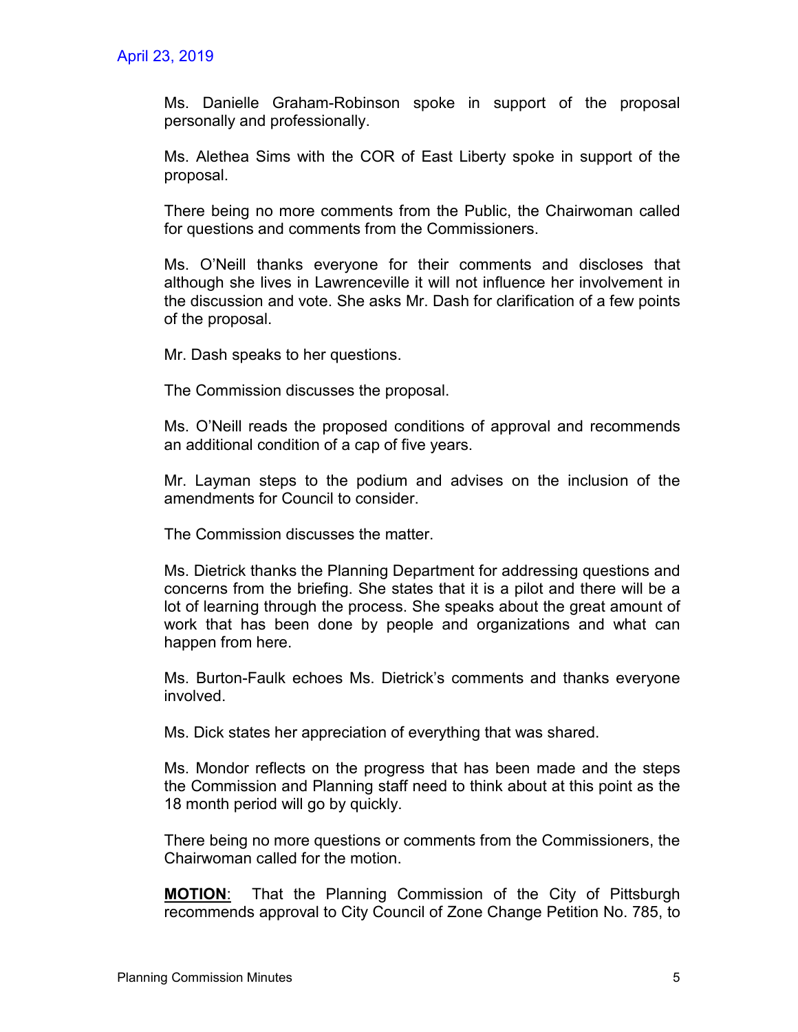Ms. Danielle Graham-Robinson spoke in support of the proposal personally and professionally.

Ms. Alethea Sims with the COR of East Liberty spoke in support of the proposal.

There being no more comments from the Public, the Chairwoman called for questions and comments from the Commissioners.

Ms. O'Neill thanks everyone for their comments and discloses that although she lives in Lawrenceville it will not influence her involvement in the discussion and vote. She asks Mr. Dash for clarification of a few points of the proposal.

Mr. Dash speaks to her questions.

The Commission discusses the proposal.

Ms. O'Neill reads the proposed conditions of approval and recommends an additional condition of a cap of five years.

Mr. Layman steps to the podium and advises on the inclusion of the amendments for Council to consider.

The Commission discusses the matter.

Ms. Dietrick thanks the Planning Department for addressing questions and concerns from the briefing. She states that it is a pilot and there will be a lot of learning through the process. She speaks about the great amount of work that has been done by people and organizations and what can happen from here.

Ms. Burton-Faulk echoes Ms. Dietrick's comments and thanks everyone involved.

Ms. Dick states her appreciation of everything that was shared.

Ms. Mondor reflects on the progress that has been made and the steps the Commission and Planning staff need to think about at this point as the 18 month period will go by quickly.

There being no more questions or comments from the Commissioners, the Chairwoman called for the motion.

**<u>MOTION</u>**: That the Planning Commission of the City of Pittsburgh recommends approval to City Council of Zone Change Petition No. 785, to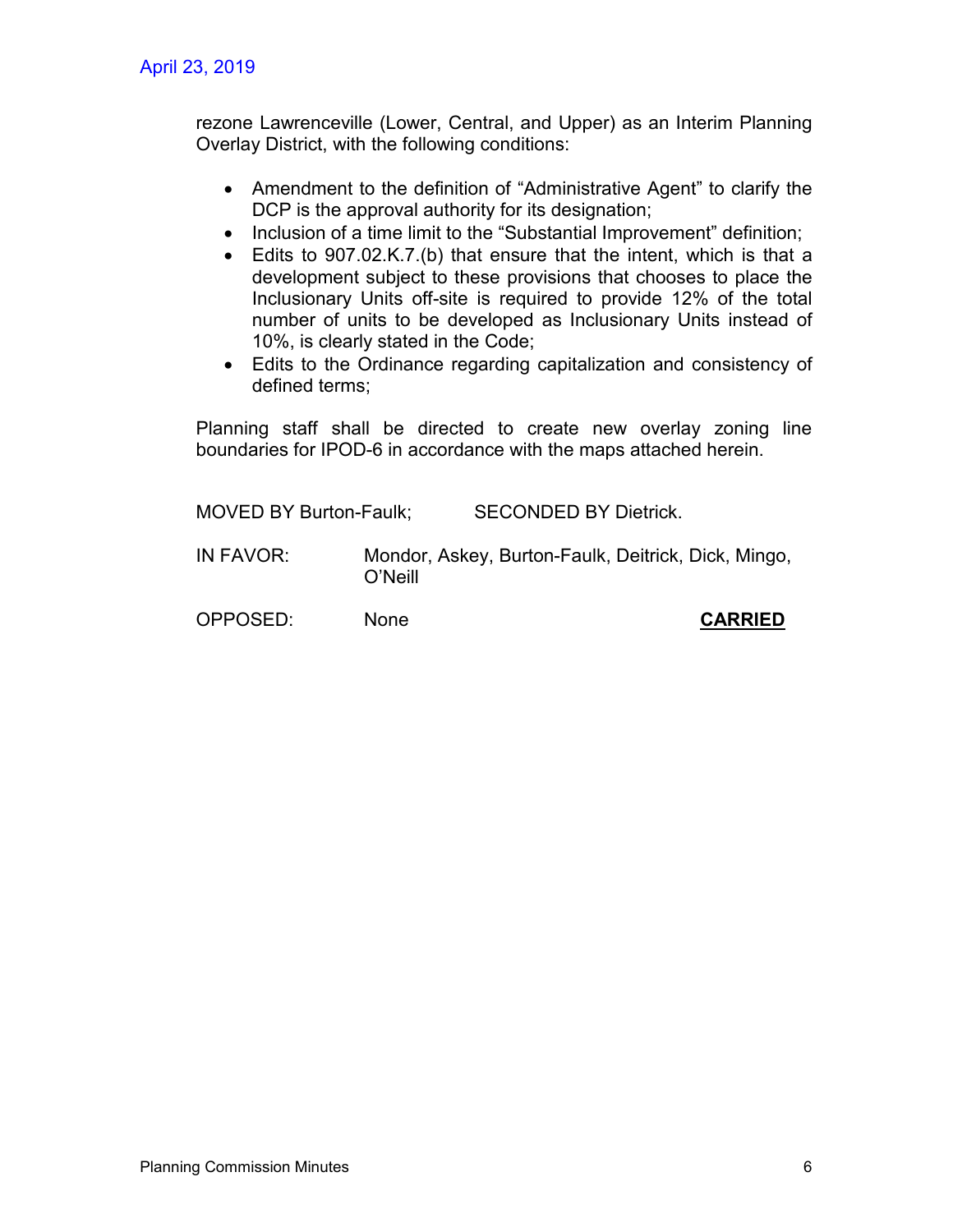rezone Lawrenceville (Lower, Central, and Upper) as an Interim Planning Overlay District, with the following conditions:

- Amendment to the definition of “Administrative Agent” to clarify the DCP is the approval authority for its designation;
- Inclusion of a time limit to the “Substantial Improvement” definition;
- Edits to 907.02.K.7.(b) that ensure that the intent, which is that a development subject to these provisions that chooses to place the Inclusionary Units off-site is required to provide 12% of the total number of units to be developed as Inclusionary Units instead of 10%, is clearly stated in the Code;
- Edits to the Ordinance regarding capitalization and consistency of defined terms;

Planning staff shall be directed to create new overlay zoning line boundaries for IPOD-6 in accordance with the maps attached herein.

MOVED BY Burton-Faulk; SECONDED BY Dietrick.

IN FAVOR: Mondor, Askey, Burton-Faulk, Deitrick, Dick, Mingo, O’Neill

OPPOSED: None **CARRIED**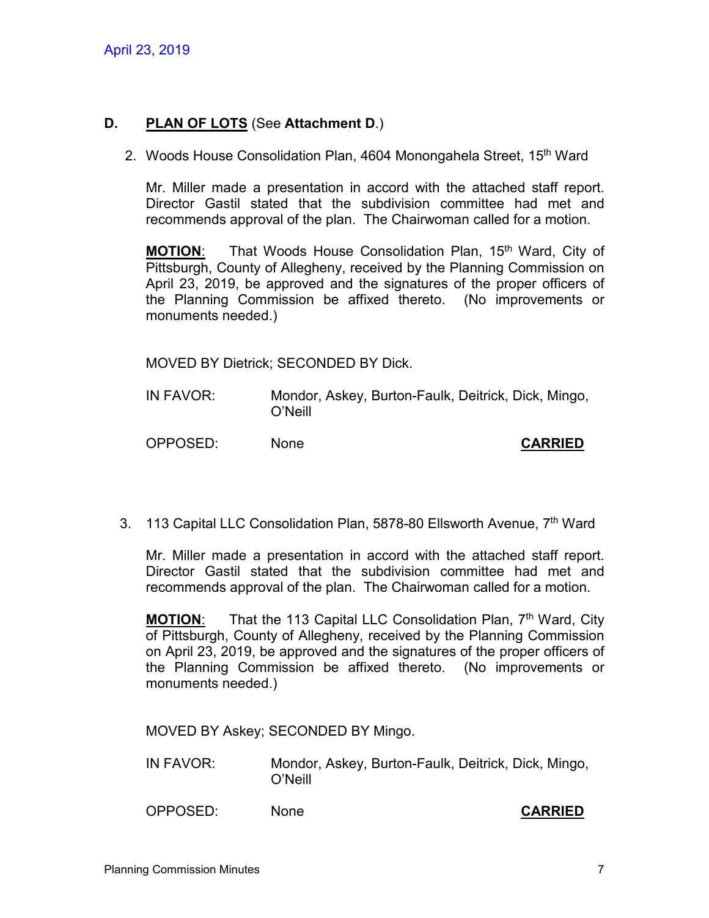April 23, 2019

## D. **PLAN OF LOTS** (See **Attachment D**.)

2. Woods House Consolidation Plan, 4604 Monongahela Street, 15th Ward

   Mr. Miller made a presentation in accord with the attached staff report. Director Gastil stated that the subdivision committee had met and recommends approval of the plan. The Chairwoman called for a motion.

   **MOTION**: That Woods House Consolidation Plan, 15th Ward, City of Pittsburgh, County of Allegheny, received by the Planning Commission on April 23, 2019, be approved and the signatures of the proper officers of the Planning Commission be affixed thereto. (No improvements or monuments needed.)

   MOVED BY Dietrick; SECONDED BY Dick.

   IN FAVOR: Mondor, Askey, Burton-Faulk, Deitrick, Dick, Mingo, O'Neill

   OPPOSED: None **CARRIED**

3. 113 Capital LLC Consolidation Plan, 5878-80 Ellsworth Avenue, 7th Ward

   Mr. Miller made a presentation in accord with the attached staff report. Director Gastil stated that the subdivision committee had met and recommends approval of the plan. The Chairwoman called for a motion.

   **MOTION**: That the 113 Capital LLC Consolidation Plan, 7th Ward, City of Pittsburgh, County of Allegheny, received by the Planning Commission on April 23, 2019, be approved and the signatures of the proper officers of the Planning Commission be affixed thereto. (No improvements or monuments needed.)

   MOVED BY Askey; SECONDED BY Mingo.

   IN FAVOR: Mondor, Askey, Burton-Faulk, Deitrick, Dick, Mingo, O'Neill

   OPPOSED: None **CARRIED**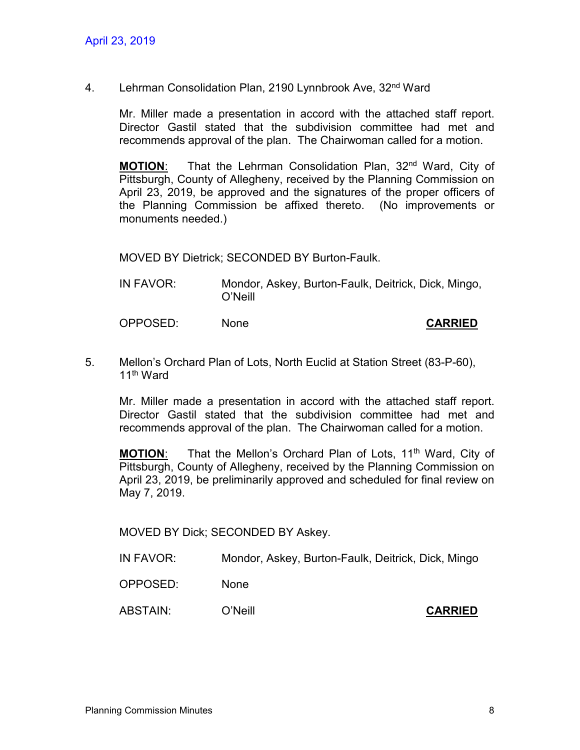4. Lehrman Consolidation Plan, 2190 Lynnbrook Ave, 32nd Ward

Mr. Miller made a presentation in accord with the attached staff report. Director Gastil stated that the subdivision committee had met and recommends approval of the plan. The Chairwoman called for a motion.

**MOTION**: That the Lehrman Consolidation Plan, 32nd Ward, City of Pittsburgh, County of Allegheny, received by the Planning Commission on April 23, 2019, be approved and the signatures of the proper officers of the Planning Commission be affixed thereto. (No improvements or monuments needed.)

MOVED BY Dietrick; SECONDED BY Burton-Faulk.

IN FAVOR: Mondor, Askey, Burton-Faulk, Deitrick, Dick, Mingo, O'Neill

OPPOSED: None **CARRIED**

5. Mellon's Orchard Plan of Lots, North Euclid at Station Street (83-P-60), 11th Ward

Mr. Miller made a presentation in accord with the attached staff report. Director Gastil stated that the subdivision committee had met and recommends approval of the plan. The Chairwoman called for a motion.

**MOTION**: That the Mellon's Orchard Plan of Lots, 11th Ward, City of Pittsburgh, County of Allegheny, received by the Planning Commission on April 23, 2019, be preliminarily approved and scheduled for final review on May 7, 2019.

MOVED BY Dick; SECONDED BY Askey.

IN FAVOR: Mondor, Askey, Burton-Faulk, Deitrick, Dick, Mingo

OPPOSED: None

ABSTAIN: O'Neill **CARRIED**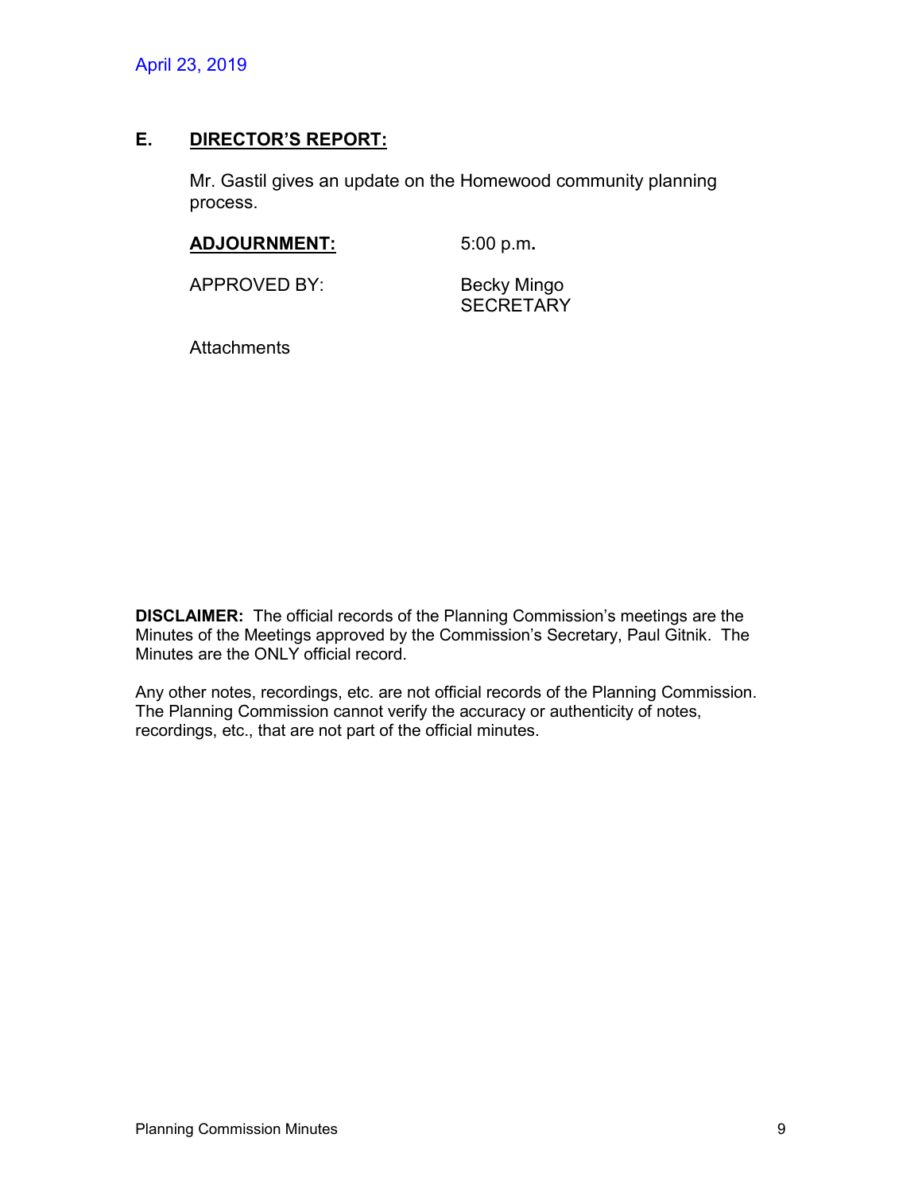April 23, 2019

## E. DIRECTOR'S REPORT:

Mr. Gastil gives an update on the Homewood community planning process.

**ADJOURNMENT:** 5:00 p.m.

APPROVED BY: Becky Mingo
SECRETARY

Attachments

**DISCLAIMER:** The official records of the Planning Commission's meetings are the Minutes of the Meetings approved by the Commission's Secretary, Paul Gitnik. The Minutes are the ONLY official record.

Any other notes, recordings, etc. are not official records of the Planning Commission. The Planning Commission cannot verify the accuracy or authenticity of notes, recordings, etc., that are not part of the official minutes.